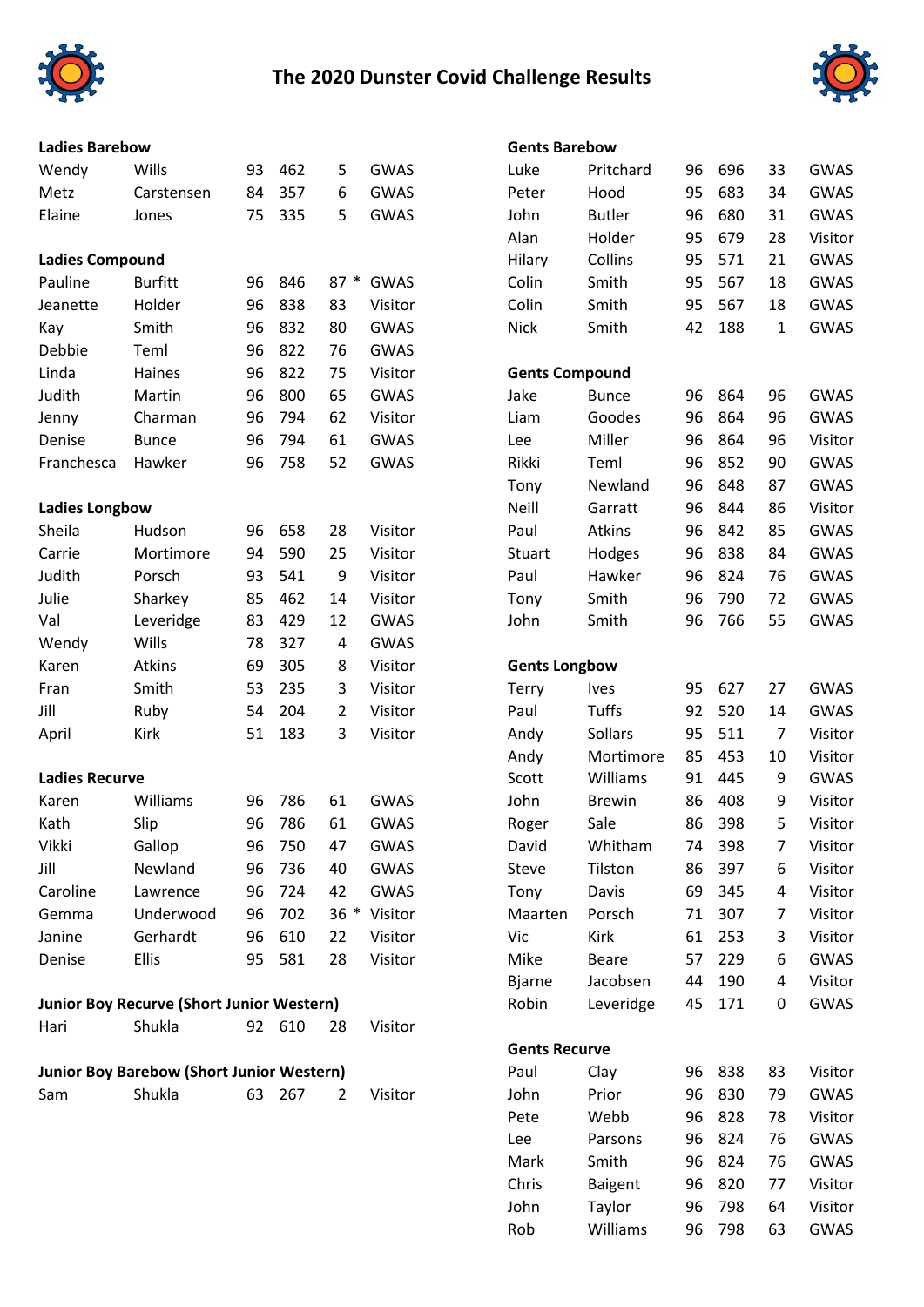# The 2020 Dunster Covid Challenge Results

### Ladies Barebow

| | | | | | |
|---|---|---|---|---|---|
| Wendy | Wills | 93 | 462 | 5 | GWAS |
| Metz | Carstensen | 84 | 357 | 6 | GWAS |
| Elaine | Jones | 75 | 335 | 5 | GWAS |

### Ladies Compound

| | | | | | |
|---|---|---|---|---|---|
| Pauline | Burfitt | 96 | 846 | 87 * | GWAS |
| Jeanette | Holder | 96 | 838 | 83 | Visitor |
| Kay | Smith | 96 | 832 | 80 | GWAS |
| Debbie | Teml | 96 | 822 | 76 | GWAS |
| Linda | Haines | 96 | 822 | 75 | Visitor |
| Judith | Martin | 96 | 800 | 65 | GWAS |
| Jenny | Charman | 96 | 794 | 62 | Visitor |
| Denise | Bunce | 96 | 794 | 61 | GWAS |
| Franchesca | Hawker | 96 | 758 | 52 | GWAS |

### Ladies Longbow

| | | | | | |
|---|---|---|---|---|---|
| Sheila | Hudson | 96 | 658 | 28 | Visitor |
| Carrie | Mortimore | 94 | 590 | 25 | Visitor |
| Judith | Porsch | 93 | 541 | 9 | Visitor |
| Julie | Sharkey | 85 | 462 | 14 | Visitor |
| Val | Leveridge | 83 | 429 | 12 | GWAS |
| Wendy | Wills | 78 | 327 | 4 | GWAS |
| Karen | Atkins | 69 | 305 | 8 | Visitor |
| Fran | Smith | 53 | 235 | 3 | Visitor |
| Jill | Ruby | 54 | 204 | 2 | Visitor |
| April | Kirk | 51 | 183 | 3 | Visitor |

### Ladies Recurve

| | | | | | |
|---|---|---|---|---|---|
| Karen | Williams | 96 | 786 | 61 | GWAS |
| Kath | Slip | 96 | 786 | 61 | GWAS |
| Vikki | Gallop | 96 | 750 | 47 | GWAS |
| Jill | Newland | 96 | 736 | 40 | GWAS |
| Caroline | Lawrence | 96 | 724 | 42 | GWAS |
| Gemma | Underwood | 96 | 702 | 36 * | Visitor |
| Janine | Gerhardt | 96 | 610 | 22 | Visitor |
| Denise | Ellis | 95 | 581 | 28 | Visitor |

### Junior Boy Recurve (Short Junior Western)

| | | | | | |
|---|---|---|---|---|---|
| Hari | Shukla | 92 | 610 | 28 | Visitor |

### Junior Boy Barebow (Short Junior Western)

| | | | | | |
|---|---|---|---|---|---|
| Sam | Shukla | 63 | 267 | 2 | Visitor |

### Gents Barebow

| | | | | | |
|---|---|---|---|---|---|
| Luke | Pritchard | 96 | 696 | 33 | GWAS |
| Peter | Hood | 95 | 683 | 34 | GWAS |
| John | Butler | 96 | 680 | 31 | GWAS |
| Alan | Holder | 95 | 679 | 28 | Visitor |
| Hilary | Collins | 95 | 571 | 21 | GWAS |
| Colin | Smith | 95 | 567 | 18 | GWAS |
| Colin | Smith | 95 | 567 | 18 | GWAS |
| Nick | Smith | 42 | 188 | 1 | GWAS |

### Gents Compound

| | | | | | |
|---|---|---|---|---|---|
| Jake | Bunce | 96 | 864 | 96 | GWAS |
| Liam | Goodes | 96 | 864 | 96 | GWAS |
| Lee | Miller | 96 | 864 | 96 | Visitor |
| Rikki | Teml | 96 | 852 | 90 | GWAS |
| Tony | Newland | 96 | 848 | 87 | GWAS |
| Neill | Garratt | 96 | 844 | 86 | Visitor |
| Paul | Atkins | 96 | 842 | 85 | GWAS |
| Stuart | Hodges | 96 | 838 | 84 | GWAS |
| Paul | Hawker | 96 | 824 | 76 | GWAS |
| Tony | Smith | 96 | 790 | 72 | GWAS |
| John | Smith | 96 | 766 | 55 | GWAS |

### Gents Longbow

| | | | | | |
|---|---|---|---|---|---|
| Terry | Ives | 95 | 627 | 27 | GWAS |
| Paul | Tuffs | 92 | 520 | 14 | GWAS |
| Andy | Sollars | 95 | 511 | 7 | Visitor |
| Andy | Mortimore | 85 | 453 | 10 | Visitor |
| Scott | Williams | 91 | 445 | 9 | GWAS |
| John | Brewin | 86 | 408 | 9 | Visitor |
| Roger | Sale | 86 | 398 | 5 | Visitor |
| David | Whitham | 74 | 398 | 7 | Visitor |
| Steve | Tilston | 86 | 397 | 6 | Visitor |
| Tony | Davis | 69 | 345 | 4 | Visitor |
| Maarten | Porsch | 71 | 307 | 7 | Visitor |
| Vic | Kirk | 61 | 253 | 3 | Visitor |
| Mike | Beare | 57 | 229 | 6 | GWAS |
| Bjarne | Jacobsen | 44 | 190 | 4 | Visitor |
| Robin | Leveridge | 45 | 171 | 0 | GWAS |

### Gents Recurve

| | | | | | |
|---|---|---|---|---|---|
| Paul | Clay | 96 | 838 | 83 | Visitor |
| John | Prior | 96 | 830 | 79 | GWAS |
| Pete | Webb | 96 | 828 | 78 | Visitor |
| Lee | Parsons | 96 | 824 | 76 | GWAS |
| Mark | Smith | 96 | 824 | 76 | GWAS |
| Chris | Baigent | 96 | 820 | 77 | Visitor |
| John | Taylor | 96 | 798 | 64 | Visitor |
| Rob | Williams | 96 | 798 | 63 | GWAS |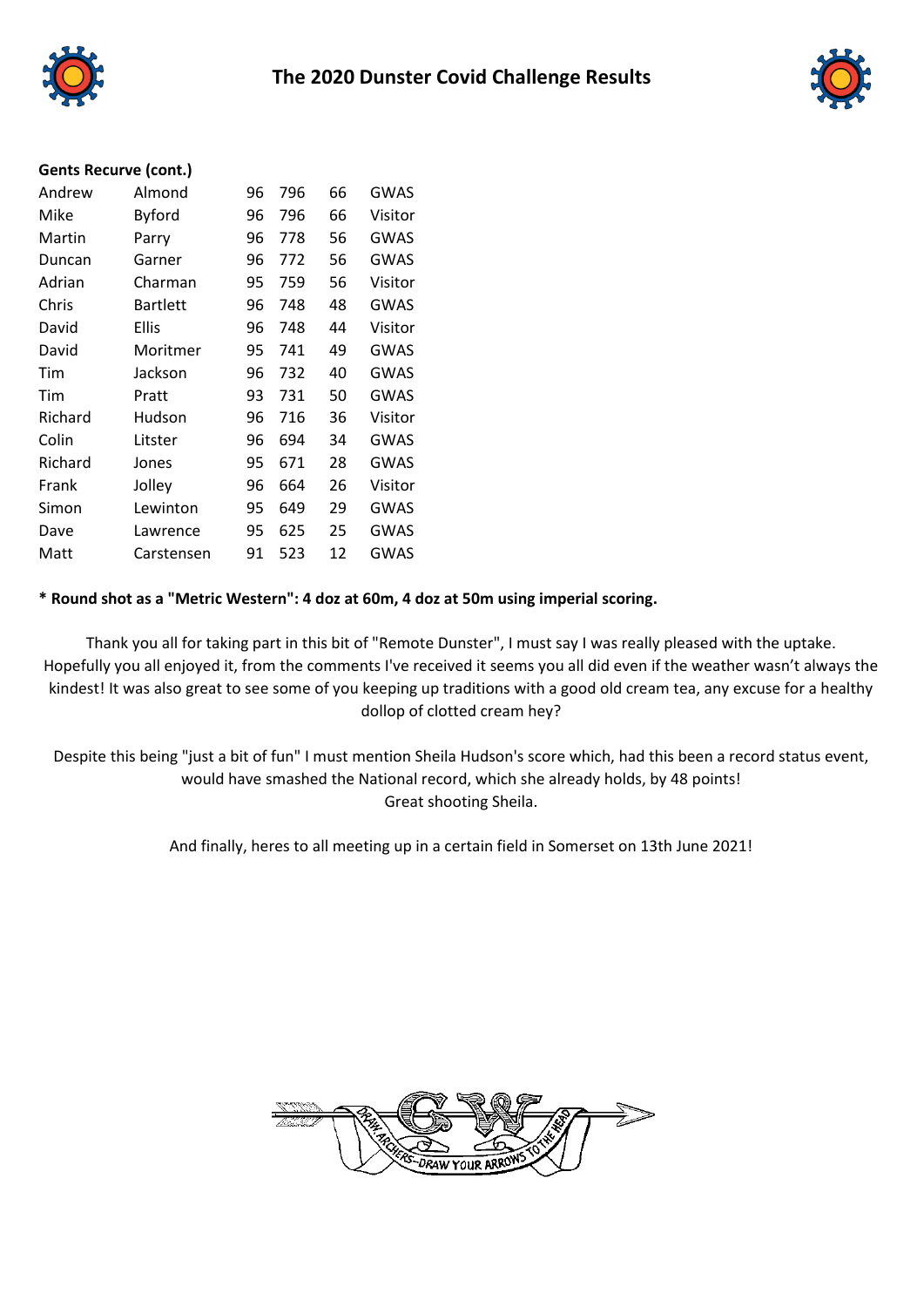# The 2020 Dunster Covid Challenge Results

**Gents Recurve (cont.)**

| | | | | | |
|---|---|---|---|---|---|
| Andrew | Almond | 96 | 796 | 66 | GWAS |
| Mike | Byford | 96 | 796 | 66 | Visitor |
| Martin | Parry | 96 | 778 | 56 | GWAS |
| Duncan | Garner | 96 | 772 | 56 | GWAS |
| Adrian | Charman | 95 | 759 | 56 | Visitor |
| Chris | Bartlett | 96 | 748 | 48 | GWAS |
| David | Ellis | 96 | 748 | 44 | Visitor |
| David | Moritmer | 95 | 741 | 49 | GWAS |
| Tim | Jackson | 96 | 732 | 40 | GWAS |
| Tim | Pratt | 93 | 731 | 50 | GWAS |
| Richard | Hudson | 96 | 716 | 36 | Visitor |
| Colin | Litster | 96 | 694 | 34 | GWAS |
| Richard | Jones | 95 | 671 | 28 | GWAS |
| Frank | Jolley | 96 | 664 | 26 | Visitor |
| Simon | Lewinton | 95 | 649 | 29 | GWAS |
| Dave | Lawrence | 95 | 625 | 25 | GWAS |
| Matt | Carstensen | 91 | 523 | 12 | GWAS |

**\* Round shot as a "Metric Western": 4 doz at 60m, 4 doz at 50m using imperial scoring.**

Thank you all for taking part in this bit of "Remote Dunster", I must say I was really pleased with the uptake. Hopefully you all enjoyed it, from the comments I've received it seems you all did even if the weather wasn't always the kindest! It was also great to see some of you keeping up traditions with a good old cream tea, any excuse for a healthy dollop of clotted cream hey?

Despite this being "just a bit of fun" I must mention Sheila Hudson's score which, had this been a record status event, would have smashed the National record, which she already holds, by 48 points!
Great shooting Sheila.

And finally, heres to all meeting up in a certain field in Somerset on 13th June 2021!

DRAW ARCHERS–DRAW YOUR ARROWS TO THE HEAD